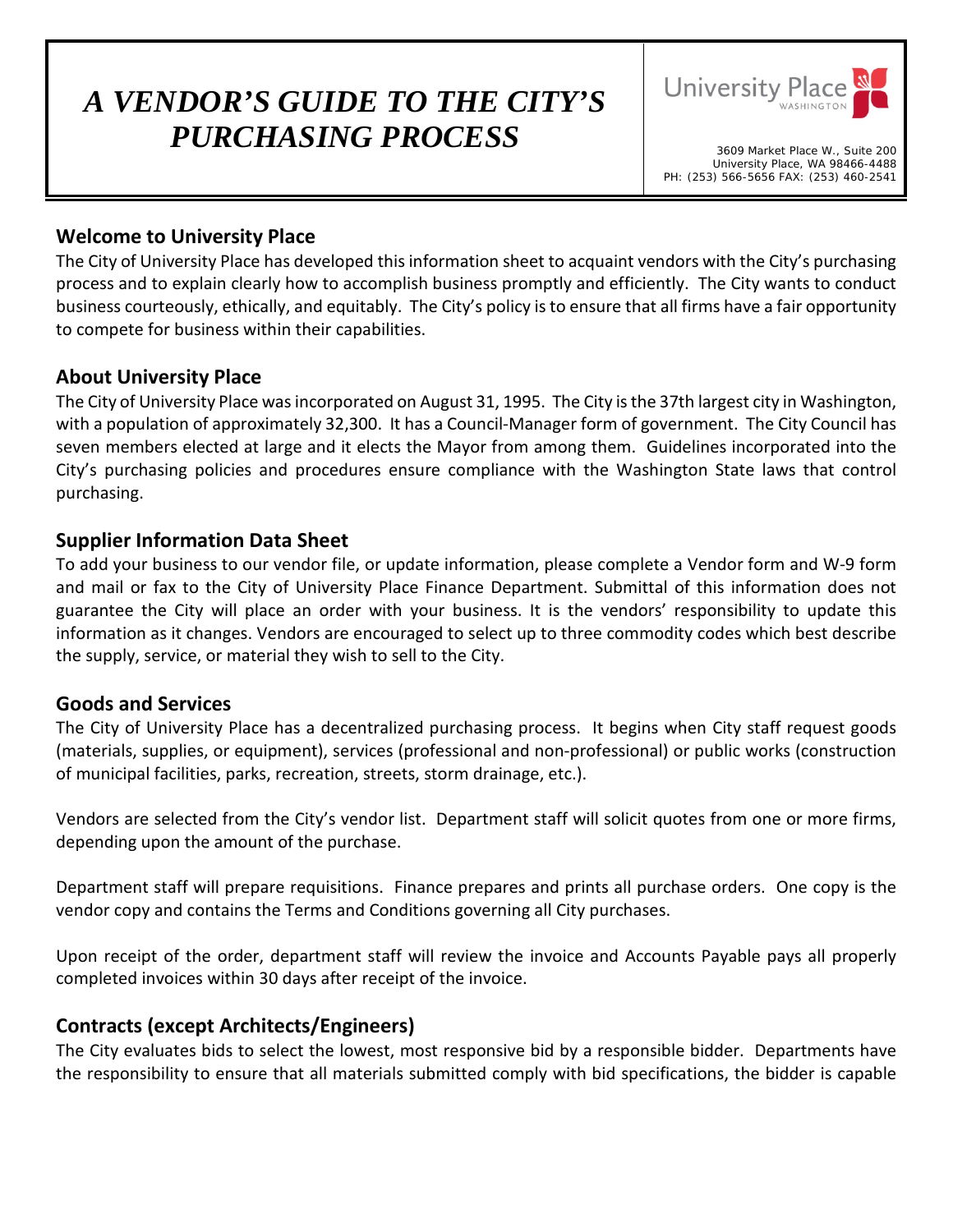# *A VENDOR'S GUIDE TO THE CITY'S PURCHASING PROCESS*

University Place WASHINGTON

3609 Market Place W., Suite 200
University Place, WA 98466-4488
PH: (253) 566-5656 FAX: (253) 460-2541

## Welcome to University Place

The City of University Place has developed this information sheet to acquaint vendors with the City's purchasing process and to explain clearly how to accomplish business promptly and efficiently. The City wants to conduct business courteously, ethically, and equitably. The City's policy is to ensure that all firms have a fair opportunity to compete for business within their capabilities.

## About University Place

The City of University Place was incorporated on August 31, 1995. The City is the 37th largest city in Washington, with a population of approximately 32,300. It has a Council-Manager form of government. The City Council has seven members elected at large and it elects the Mayor from among them. Guidelines incorporated into the City's purchasing policies and procedures ensure compliance with the Washington State laws that control purchasing.

## Supplier Information Data Sheet

To add your business to our vendor file, or update information, please complete a Vendor form and W-9 form and mail or fax to the City of University Place Finance Department. Submittal of this information does not guarantee the City will place an order with your business. It is the vendors' responsibility to update this information as it changes. Vendors are encouraged to select up to three commodity codes which best describe the supply, service, or material they wish to sell to the City.

## Goods and Services

The City of University Place has a decentralized purchasing process. It begins when City staff request goods (materials, supplies, or equipment), services (professional and non-professional) or public works (construction of municipal facilities, parks, recreation, streets, storm drainage, etc.).

Vendors are selected from the City's vendor list. Department staff will solicit quotes from one or more firms, depending upon the amount of the purchase.

Department staff will prepare requisitions. Finance prepares and prints all purchase orders. One copy is the vendor copy and contains the Terms and Conditions governing all City purchases.

Upon receipt of the order, department staff will review the invoice and Accounts Payable pays all properly completed invoices within 30 days after receipt of the invoice.

## Contracts (except Architects/Engineers)

The City evaluates bids to select the lowest, most responsive bid by a responsible bidder. Departments have the responsibility to ensure that all materials submitted comply with bid specifications, the bidder is capable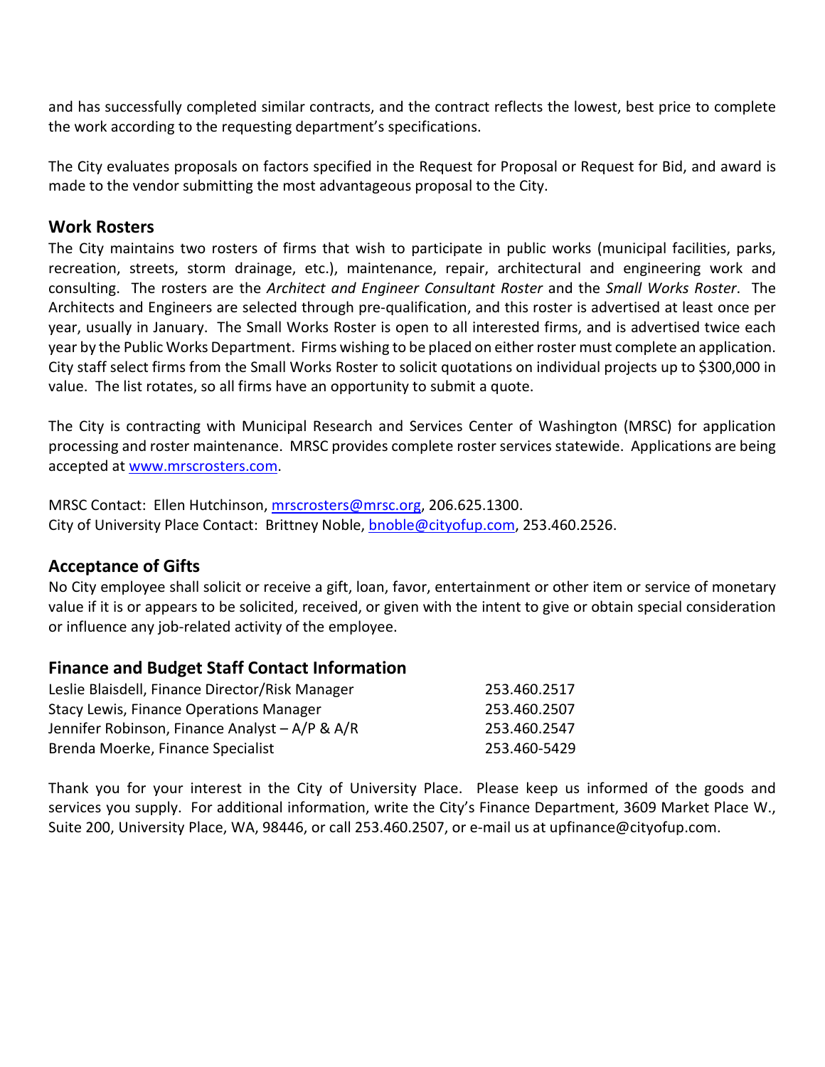and has successfully completed similar contracts, and the contract reflects the lowest, best price to complete the work according to the requesting department's specifications.

The City evaluates proposals on factors specified in the Request for Proposal or Request for Bid, and award is made to the vendor submitting the most advantageous proposal to the City.

## Work Rosters

The City maintains two rosters of firms that wish to participate in public works (municipal facilities, parks, recreation, streets, storm drainage, etc.), maintenance, repair, architectural and engineering work and consulting. The rosters are the *Architect and Engineer Consultant Roster* and the *Small Works Roster*. The Architects and Engineers are selected through pre-qualification, and this roster is advertised at least once per year, usually in January. The Small Works Roster is open to all interested firms, and is advertised twice each year by the Public Works Department. Firms wishing to be placed on either roster must complete an application. City staff select firms from the Small Works Roster to solicit quotations on individual projects up to $300,000 in value. The list rotates, so all firms have an opportunity to submit a quote.

The City is contracting with Municipal Research and Services Center of Washington (MRSC) for application processing and roster maintenance. MRSC provides complete roster services statewide. Applications are being accepted at [www.mrscrosters.com](www.mrscrosters.com).

MRSC Contact: Ellen Hutchinson, [mrscrosters@mrsc.org](mailto:mrscrosters@mrsc.org), 206.625.1300.
City of University Place Contact: Brittney Noble, [bnoble@cityofup.com](mailto:bnoble@cityofup.com), 253.460.2526.

## Acceptance of Gifts

No City employee shall solicit or receive a gift, loan, favor, entertainment or other item or service of monetary value if it is or appears to be solicited, received, or given with the intent to give or obtain special consideration or influence any job-related activity of the employee.

## Finance and Budget Staff Contact Information

| | |
|---|---|
| Leslie Blaisdell, Finance Director/Risk Manager | 253.460.2517 |
| Stacy Lewis, Finance Operations Manager | 253.460.2507 |
| Jennifer Robinson, Finance Analyst – A/P & A/R | 253.460.2547 |
| Brenda Moerke, Finance Specialist | 253.460-5429 |

Thank you for your interest in the City of University Place. Please keep us informed of the goods and services you supply. For additional information, write the City's Finance Department, 3609 Market Place W., Suite 200, University Place, WA, 98446, or call 253.460.2507, or e-mail us at upfinance@cityofup.com.